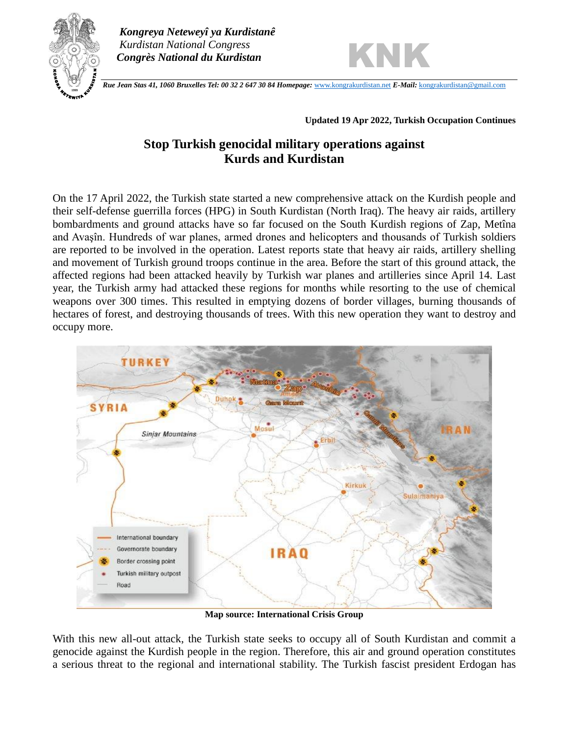*Kongreya Neteweyî ya Kurdistanê*
*Kurdistan National Congress*
***Congrès National du Kurdistan***

**KNK**

***Rue Jean Stas 41, 1060 Bruxelles Tel: 00 32 2 647 30 84 Homepage:*** www.kongrakurdistan.net ***E-Mail:*** kongrakurdistan@gmail.com

**Updated 19 Apr 2022, Turkish Occupation Continues**

# Stop Turkish genocidal military operations against Kurds and Kurdistan

On the 17 April 2022, the Turkish state started a new comprehensive attack on the Kurdish people and their self-defense guerrilla forces (HPG) in South Kurdistan (North Iraq). The heavy air raids, artillery bombardments and ground attacks have so far focused on the South Kurdish regions of Zap, Metîna and Avaşîn. Hundreds of war planes, armed drones and helicopters and thousands of Turkish soldiers are reported to be involved in the operation. Latest reports state that heavy air raids, artillery shelling and movement of Turkish ground troops continue in the area. Before the start of this ground attack, the affected regions had been attacked heavily by Turkish war planes and artilleries since April 14. Last year, the Turkish army had attacked these regions for months while resorting to the use of chemical weapons over 300 times. This resulted in emptying dozens of border villages, burning thousands of hectares of forest, and destroying thousands of trees. With this new operation they want to destroy and occupy more.

**Map source: International Crisis Group**

With this new all-out attack, the Turkish state seeks to occupy all of South Kurdistan and commit a genocide against the Kurdish people in the region. Therefore, this air and ground operation constitutes a serious threat to the regional and international stability. The Turkish fascist president Erdogan has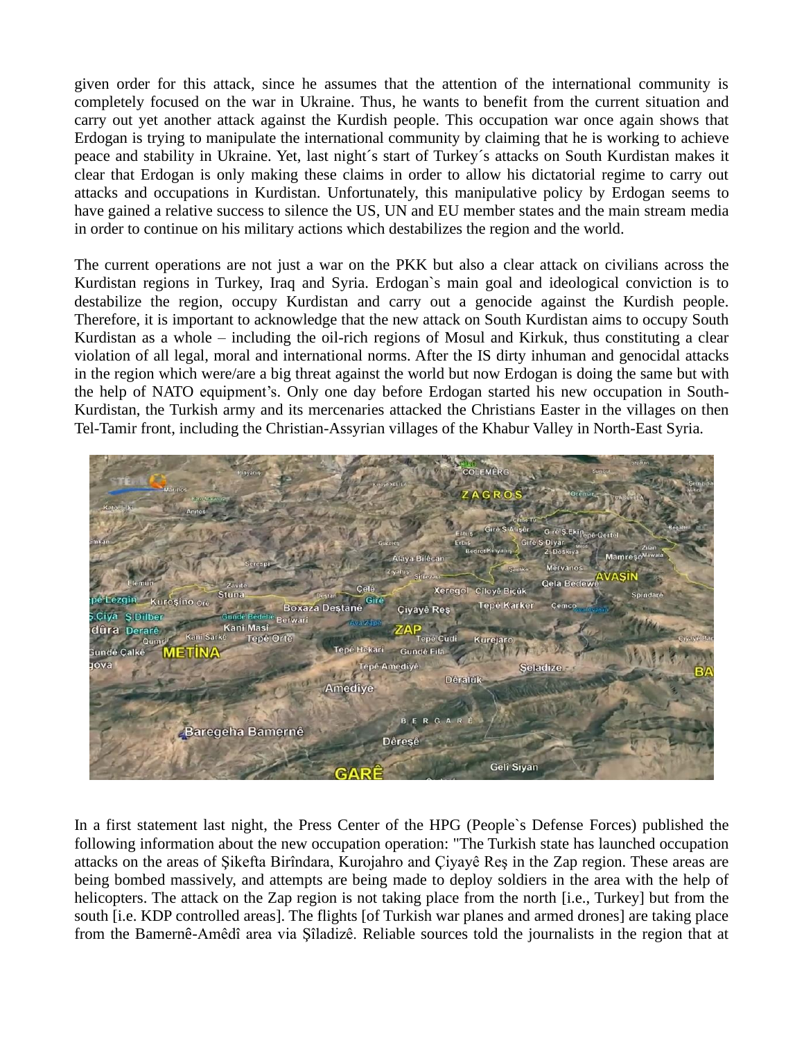given order for this attack, since he assumes that the attention of the international community is completely focused on the war in Ukraine. Thus, he wants to benefit from the current situation and carry out yet another attack against the Kurdish people. This occupation war once again shows that Erdogan is trying to manipulate the international community by claiming that he is working to achieve peace and stability in Ukraine. Yet, last night´s start of Turkey´s attacks on South Kurdistan makes it clear that Erdogan is only making these claims in order to allow his dictatorial regime to carry out attacks and occupations in Kurdistan. Unfortunately, this manipulative policy by Erdogan seems to have gained a relative success to silence the US, UN and EU member states and the main stream media in order to continue on his military actions which destabilizes the region and the world.

The current operations are not just a war on the PKK but also a clear attack on civilians across the Kurdistan regions in Turkey, Iraq and Syria. Erdogan`s main goal and ideological conviction is to destabilize the region, occupy Kurdistan and carry out a genocide against the Kurdish people. Therefore, it is important to acknowledge that the new attack on South Kurdistan aims to occupy South Kurdistan as a whole – including the oil-rich regions of Mosul and Kirkuk, thus constituting a clear violation of all legal, moral and international norms. After the IS dirty inhuman and genocidal attacks in the region which were/are a big threat against the world but now Erdogan is doing the same but with the help of NATO equipment's. Only one day before Erdogan started his new occupation in South-Kurdistan, the Turkish army and its mercenaries attacked the Christians Easter in the villages on then Tel-Tamir front, including the Christian-Assyrian villages of the Khabur Valley in North-East Syria.

In a first statement last night, the Press Center of the HPG (People`s Defense Forces) published the following information about the new occupation operation: "The Turkish state has launched occupation attacks on the areas of Şikefta Birîndara, Kurojahro and Çiyayê Reş in the Zap region. These areas are being bombed massively, and attempts are being made to deploy soldiers in the area with the help of helicopters. The attack on the Zap region is not taking place from the north [i.e., Turkey] but from the south [i.e. KDP controlled areas]. The flights [of Turkish war planes and armed drones] are taking place from the Bamernê-Amêdî area via Şîladizê. Reliable sources told the journalists in the region that at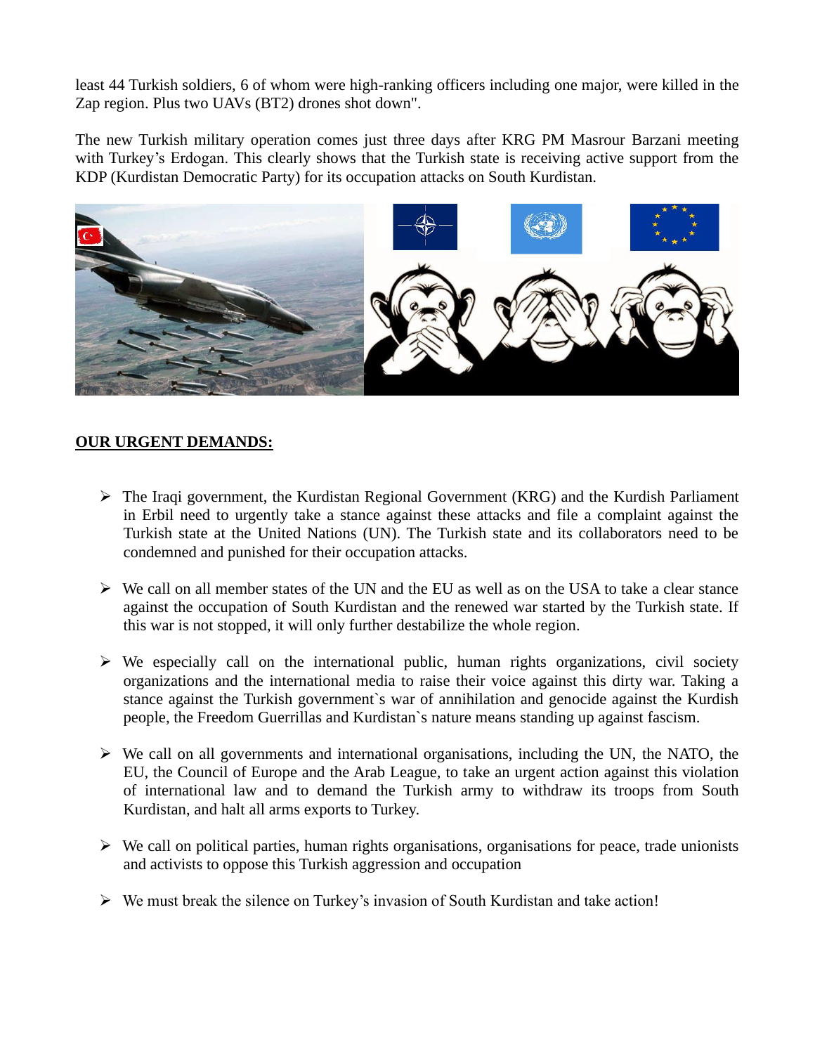least 44 Turkish soldiers, 6 of whom were high-ranking officers including one major, were killed in the Zap region. Plus two UAVs (BT2) drones shot down".

The new Turkish military operation comes just three days after KRG PM Masrour Barzani meeting with Turkey's Erdogan. This clearly shows that the Turkish state is receiving active support from the KDP (Kurdistan Democratic Party) for its occupation attacks on South Kurdistan.

**OUR URGENT DEMANDS:**

- The Iraqi government, the Kurdistan Regional Government (KRG) and the Kurdish Parliament in Erbil need to urgently take a stance against these attacks and file a complaint against the Turkish state at the United Nations (UN). The Turkish state and its collaborators need to be condemned and punished for their occupation attacks.

- We call on all member states of the UN and the EU as well as on the USA to take a clear stance against the occupation of South Kurdistan and the renewed war started by the Turkish state. If this war is not stopped, it will only further destabilize the whole region.

- We especially call on the international public, human rights organizations, civil society organizations and the international media to raise their voice against this dirty war. Taking a stance against the Turkish government`s war of annihilation and genocide against the Kurdish people, the Freedom Guerrillas and Kurdistan`s nature means standing up against fascism.

- We call on all governments and international organisations, including the UN, the NATO, the EU, the Council of Europe and the Arab League, to take an urgent action against this violation of international law and to demand the Turkish army to withdraw its troops from South Kurdistan, and halt all arms exports to Turkey.

- We call on political parties, human rights organisations, organisations for peace, trade unionists and activists to oppose this Turkish aggression and occupation

- We must break the silence on Turkey's invasion of South Kurdistan and take action!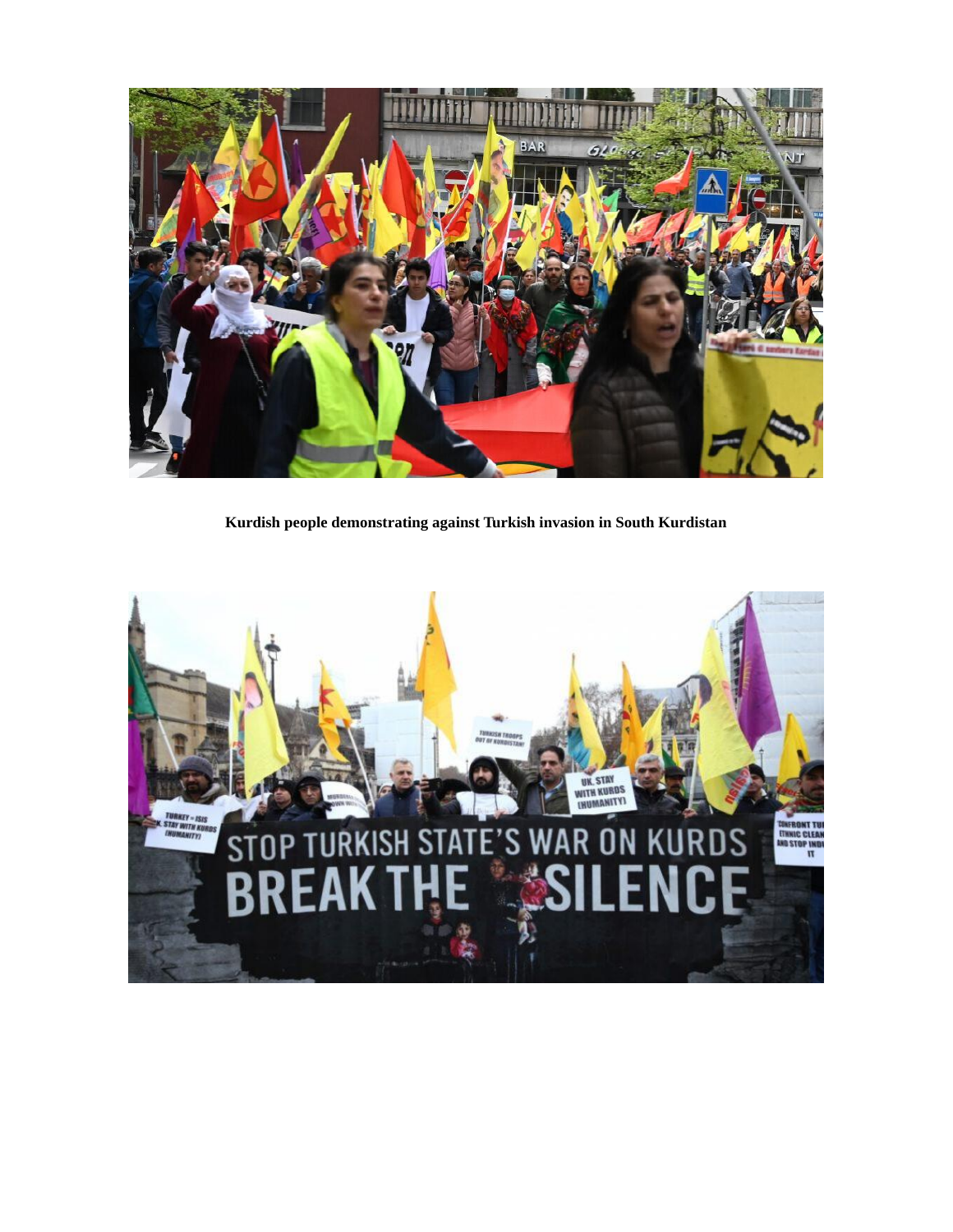**Kurdish people demonstrating against Turkish invasion in South Kurdistan**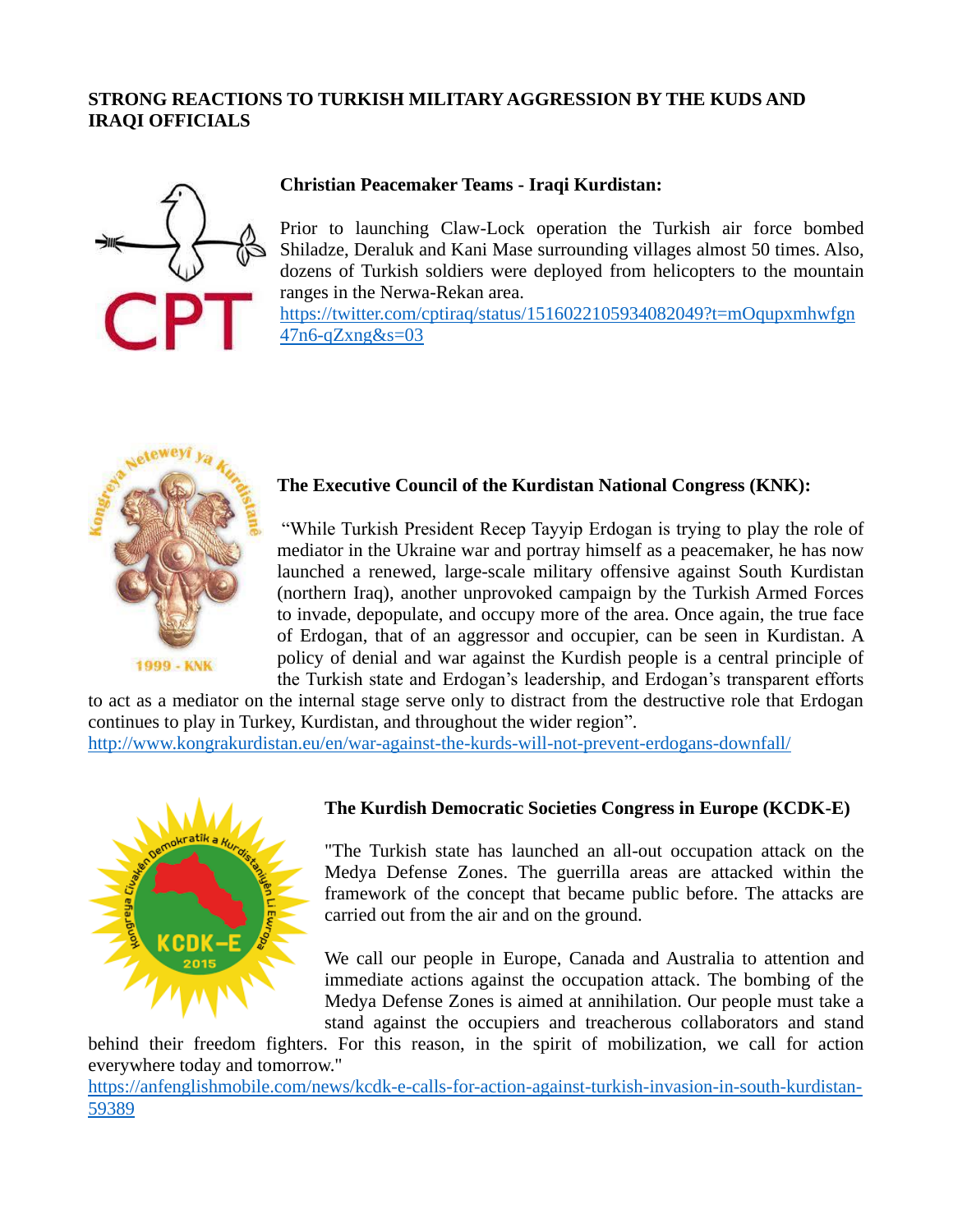**STRONG REACTIONS TO TURKISH MILITARY AGGRESSION BY THE KUDS AND IRAQI OFFICIALS**

**Christian Peacemaker Teams - Iraqi Kurdistan:**

Prior to launching Claw-Lock operation the Turkish air force bombed Shiladze, Deraluk and Kani Mase surrounding villages almost 50 times. Also, dozens of Turkish soldiers were deployed from helicopters to the mountain ranges in the Nerwa-Rekan area.
https://twitter.com/cptiraq/status/1516022105934082049?t=mOqupxmhwfgn47n6-qZxng&s=03

**The Executive Council of the Kurdistan National Congress (KNK):**

"While Turkish President Recep Tayyip Erdogan is trying to play the role of mediator in the Ukraine war and portray himself as a peacemaker, he has now launched a renewed, large-scale military offensive against South Kurdistan (northern Iraq), another unprovoked campaign by the Turkish Armed Forces to invade, depopulate, and occupy more of the area. Once again, the true face of Erdogan, that of an aggressor and occupier, can be seen in Kurdistan. A policy of denial and war against the Kurdish people is a central principle of the Turkish state and Erdogan's leadership, and Erdogan's transparent efforts to act as a mediator on the internal stage serve only to distract from the destructive role that Erdogan continues to play in Turkey, Kurdistan, and throughout the wider region".
http://www.kongrakurdistan.eu/en/war-against-the-kurds-will-not-prevent-erdogans-downfall/

**The Kurdish Democratic Societies Congress in Europe (KCDK-E)**

"The Turkish state has launched an all-out occupation attack on the Medya Defense Zones. The guerrilla areas are attacked within the framework of the concept that became public before. The attacks are carried out from the air and on the ground.

We call our people in Europe, Canada and Australia to attention and immediate actions against the occupation attack. The bombing of the Medya Defense Zones is aimed at annihilation. Our people must take a stand against the occupiers and treacherous collaborators and stand behind their freedom fighters. For this reason, in the spirit of mobilization, we call for action everywhere today and tomorrow."
https://anfenglishmobile.com/news/kcdk-e-calls-for-action-against-turkish-invasion-in-south-kurdistan-59389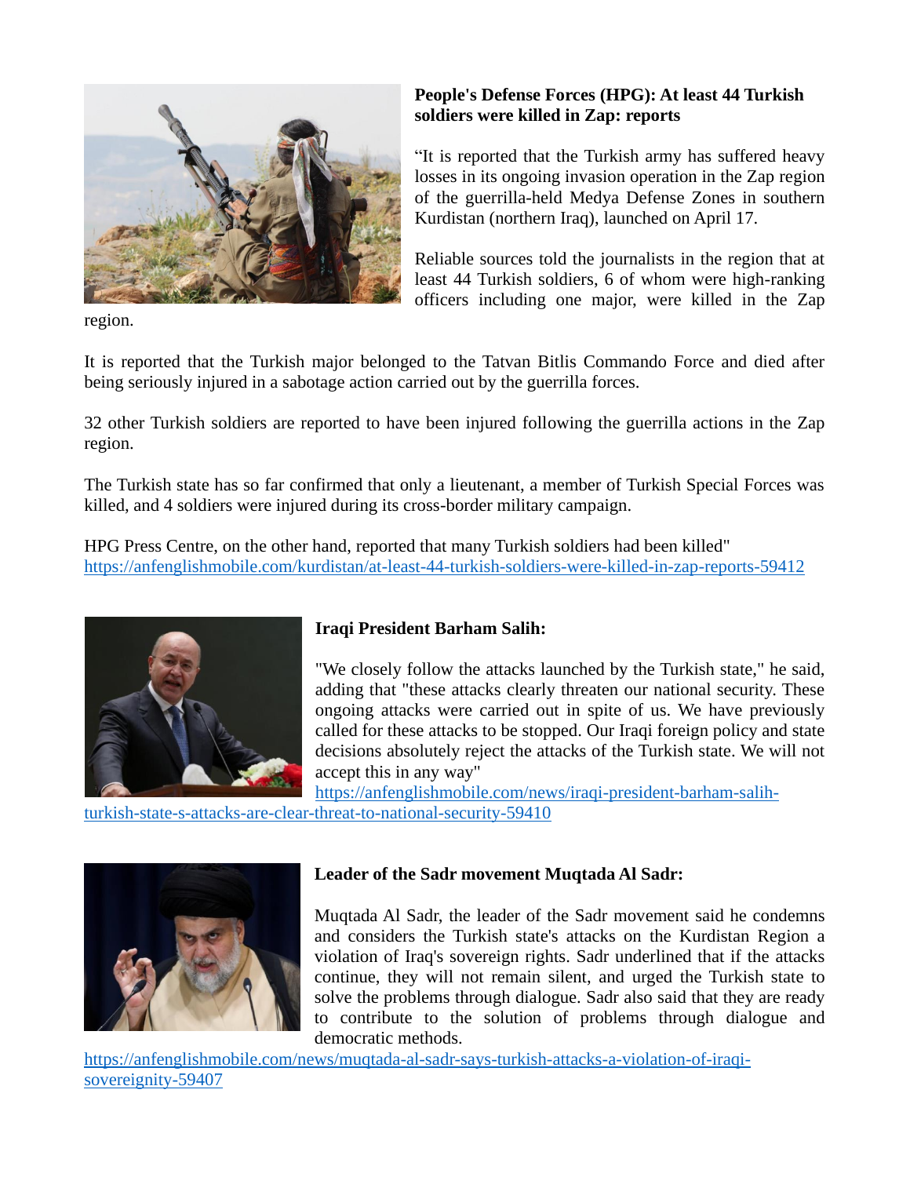**People's Defense Forces (HPG): At least 44 Turkish soldiers were killed in Zap: reports**

"It is reported that the Turkish army has suffered heavy losses in its ongoing invasion operation in the Zap region of the guerrilla-held Medya Defense Zones in southern Kurdistan (northern Iraq), launched on April 17.

Reliable sources told the journalists in the region that at least 44 Turkish soldiers, 6 of whom were high-ranking officers including one major, were killed in the Zap region.

It is reported that the Turkish major belonged to the Tatvan Bitlis Commando Force and died after being seriously injured in a sabotage action carried out by the guerrilla forces.

32 other Turkish soldiers are reported to have been injured following the guerrilla actions in the Zap region.

The Turkish state has so far confirmed that only a lieutenant, a member of Turkish Special Forces was killed, and 4 soldiers were injured during its cross-border military campaign.

HPG Press Centre, on the other hand, reported that many Turkish soldiers had been killed"
https://anfenglishmobile.com/kurdistan/at-least-44-turkish-soldiers-were-killed-in-zap-reports-59412

**Iraqi President Barham Salih:**

"We closely follow the attacks launched by the Turkish state," he said, adding that "these attacks clearly threaten our national security. These ongoing attacks were carried out in spite of us. We have previously called for these attacks to be stopped. Our Iraqi foreign policy and state decisions absolutely reject the attacks of the Turkish state. We will not accept this in any way"
https://anfenglishmobile.com/news/iraqi-president-barham-salih-turkish-state-s-attacks-are-clear-threat-to-national-security-59410

**Leader of the Sadr movement Muqtada Al Sadr:**

Muqtada Al Sadr, the leader of the Sadr movement said he condemns and considers the Turkish state's attacks on the Kurdistan Region a violation of Iraq's sovereign rights. Sadr underlined that if the attacks continue, they will not remain silent, and urged the Turkish state to solve the problems through dialogue. Sadr also said that they are ready to contribute to the solution of problems through dialogue and democratic methods.
https://anfenglishmobile.com/news/muqtada-al-sadr-says-turkish-attacks-a-violation-of-iraqi-sovereignity-59407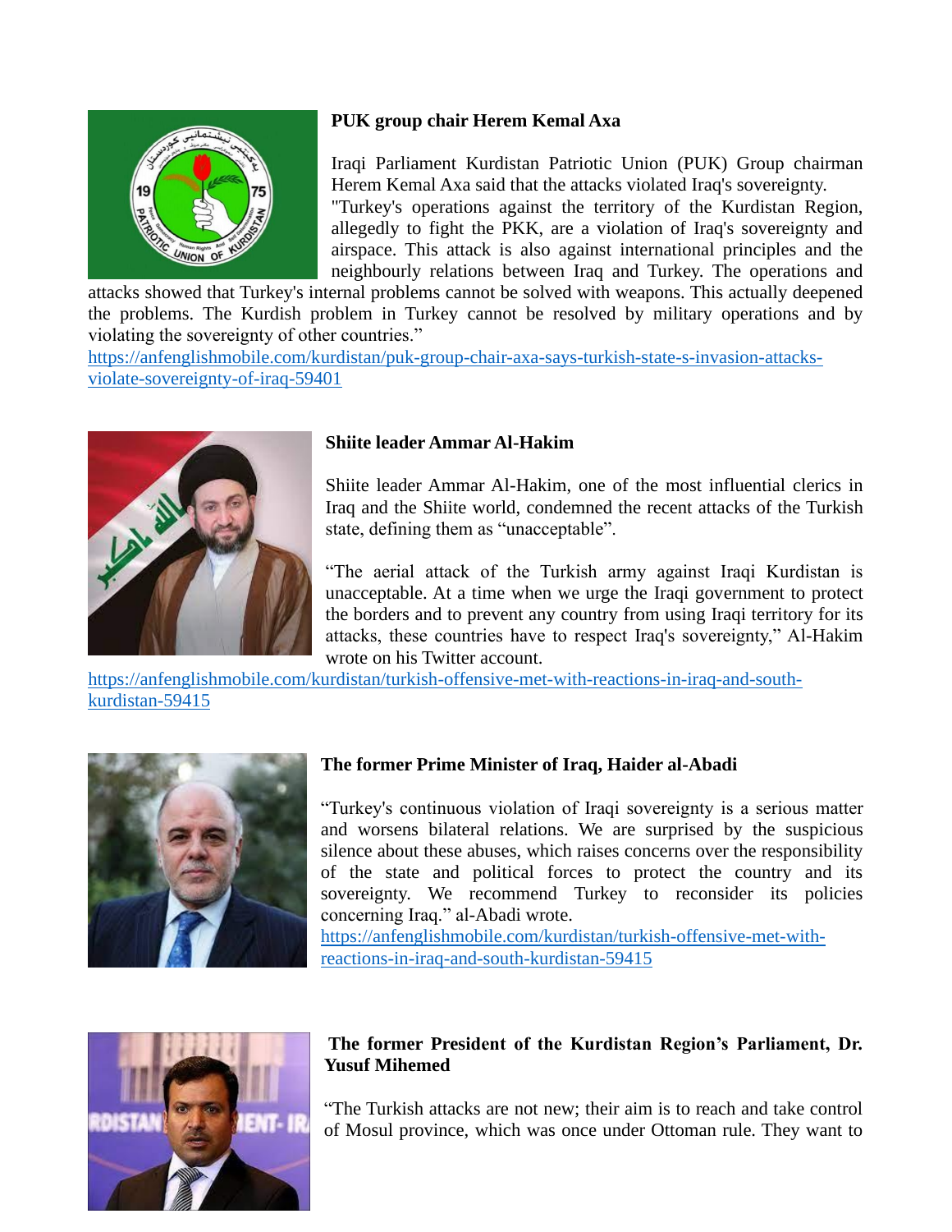**PUK group chair Herem Kemal Axa**

Iraqi Parliament Kurdistan Patriotic Union (PUK) Group chairman Herem Kemal Axa said that the attacks violated Iraq's sovereignty.
"Turkey's operations against the territory of the Kurdistan Region, allegedly to fight the PKK, are a violation of Iraq's sovereignty and airspace. This attack is also against international principles and the neighbourly relations between Iraq and Turkey. The operations and attacks showed that Turkey's internal problems cannot be solved with weapons. This actually deepened the problems. The Kurdish problem in Turkey cannot be resolved by military operations and by violating the sovereignty of other countries."
https://anfenglishmobile.com/kurdistan/puk-group-chair-axa-says-turkish-state-s-invasion-attacks-violate-sovereignty-of-iraq-59401

**Shiite leader Ammar Al-Hakim**

Shiite leader Ammar Al-Hakim, one of the most influential clerics in Iraq and the Shiite world, condemned the recent attacks of the Turkish state, defining them as "unacceptable".

"The aerial attack of the Turkish army against Iraqi Kurdistan is unacceptable. At a time when we urge the Iraqi government to protect the borders and to prevent any country from using Iraqi territory for its attacks, these countries have to respect Iraq's sovereignty," Al-Hakim wrote on his Twitter account.
https://anfenglishmobile.com/kurdistan/turkish-offensive-met-with-reactions-in-iraq-and-south-kurdistan-59415

**The former Prime Minister of Iraq, Haider al-Abadi**

"Turkey's continuous violation of Iraqi sovereignty is a serious matter and worsens bilateral relations. We are surprised by the suspicious silence about these abuses, which raises concerns over the responsibility of the state and political forces to protect the country and its sovereignty. We recommend Turkey to reconsider its policies concerning Iraq." al-Abadi wrote.
https://anfenglishmobile.com/kurdistan/turkish-offensive-met-with-reactions-in-iraq-and-south-kurdistan-59415

**The former President of the Kurdistan Region's Parliament, Dr. Yusuf Mihemed**

"The Turkish attacks are not new; their aim is to reach and take control of Mosul province, which was once under Ottoman rule. They want to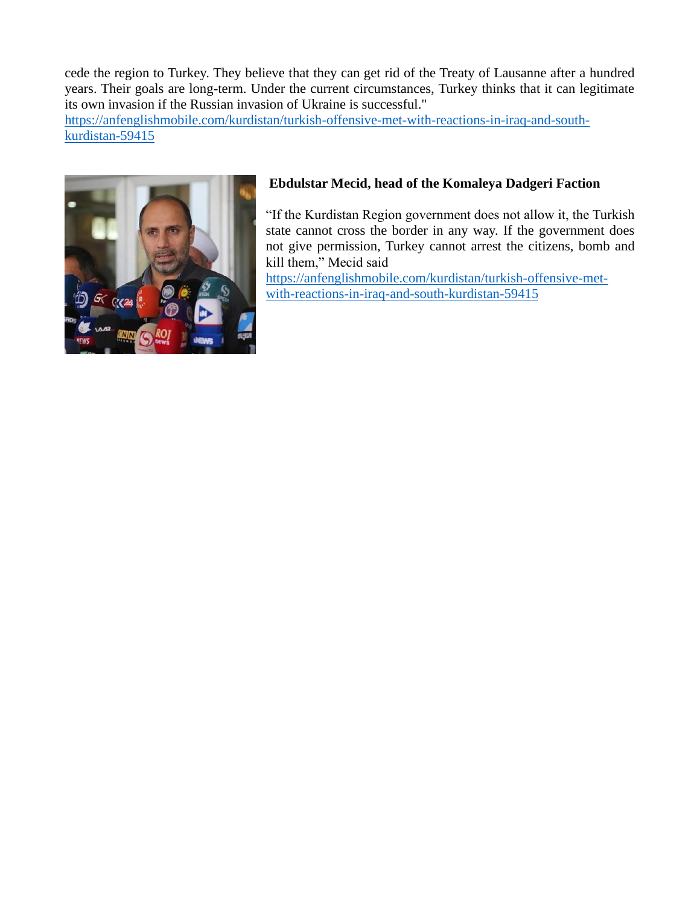cede the region to Turkey. They believe that they can get rid of the Treaty of Lausanne after a hundred years. Their goals are long-term. Under the current circumstances, Turkey thinks that it can legitimate its own invasion if the Russian invasion of Ukraine is successful."
https://anfenglishmobile.com/kurdistan/turkish-offensive-met-with-reactions-in-iraq-and-south-kurdistan-59415

**Ebdulstar Mecid, head of the Komaleya Dadgeri Faction**

"If the Kurdistan Region government does not allow it, the Turkish state cannot cross the border in any way. If the government does not give permission, Turkey cannot arrest the citizens, bomb and kill them," Mecid said
https://anfenglishmobile.com/kurdistan/turkish-offensive-met-with-reactions-in-iraq-and-south-kurdistan-59415